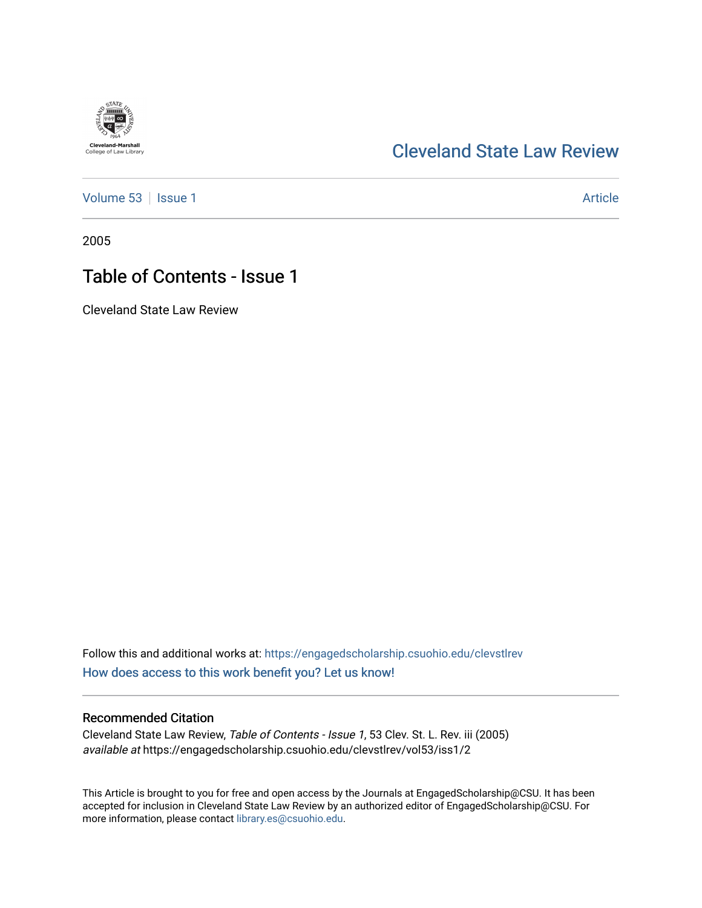Cleveland-Marshall
College of Law Library

# Cleveland State Law Review

Volume 53 | Issue 1 | Article

2005

## Table of Contents - Issue 1

Cleveland State Law Review

Follow this and additional works at: https://engagedscholarship.csuohio.edu/clevstlrev

How does access to this work benefit you? Let us know!

### Recommended Citation

Cleveland State Law Review, *Table of Contents - Issue 1*, 53 Clev. St. L. Rev. iii (2005)
*available at* https://engagedscholarship.csuohio.edu/clevstlrev/vol53/iss1/2

This Article is brought to you for free and open access by the Journals at EngagedScholarship@CSU. It has been accepted for inclusion in Cleveland State Law Review by an authorized editor of EngagedScholarship@CSU. For more information, please contact library.es@csuohio.edu.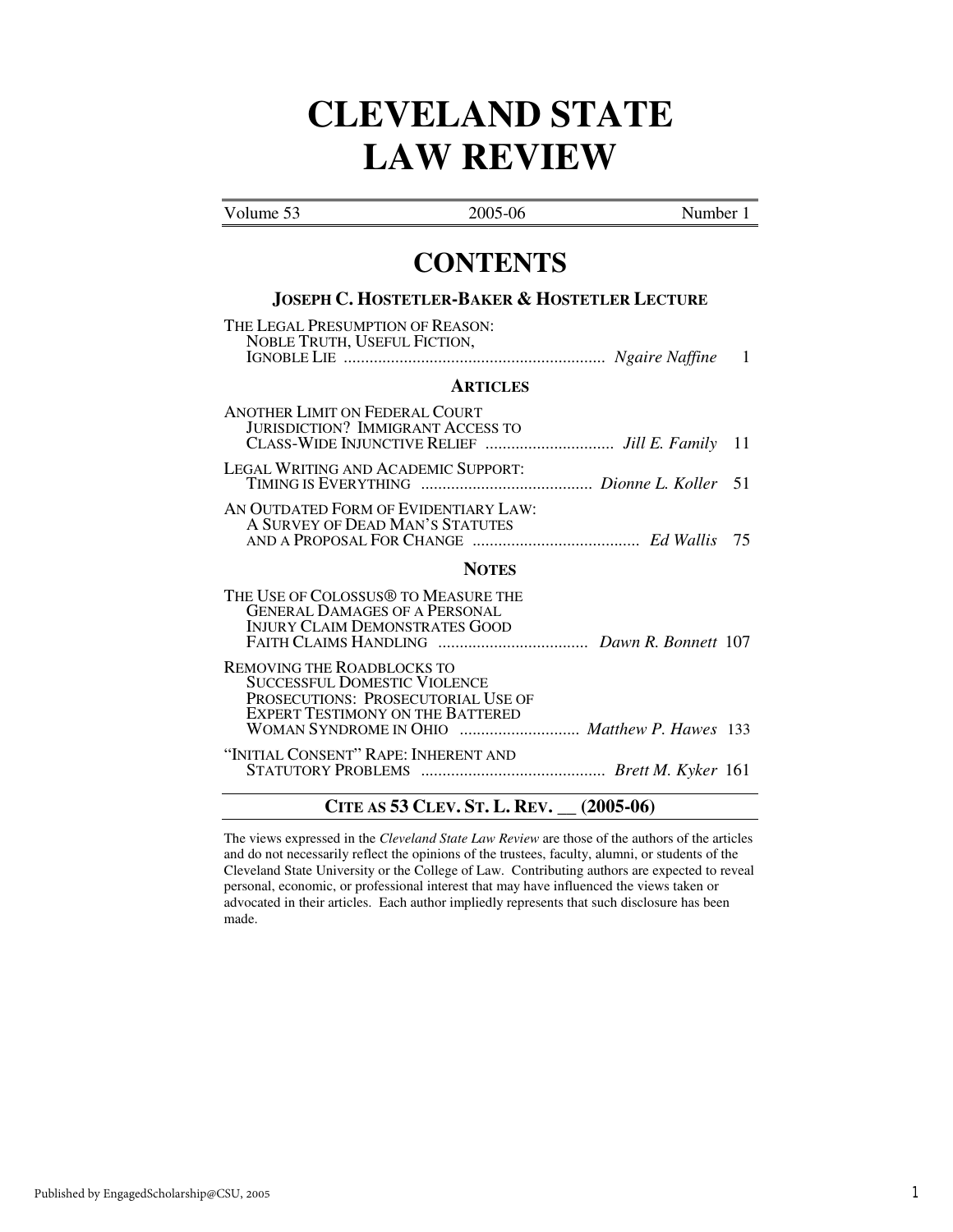# CLEVELAND STATE LAW REVIEW

Volume 53 2005-06 Number 1

## CONTENTS

### JOSEPH C. HOSTETLER-BAKER & HOSTETLER LECTURE

THE LEGAL PRESUMPTION OF REASON: NOBLE TRUTH, USEFUL FICTION, IGNOBLE LIE ............................................................. *Ngaire Naffine* 1

### ARTICLES

ANOTHER LIMIT ON FEDERAL COURT JURISDICTION? IMMIGRANT ACCESS TO CLASS-WIDE INJUNCTIVE RELIEF .............................. *Jill E. Family* 11

LEGAL WRITING AND ACADEMIC SUPPORT: TIMING IS EVERYTHING ........................................ *Dionne L. Koller* 51

AN OUTDATED FORM OF EVIDENTIARY LAW: A SURVEY OF DEAD MAN'S STATUTES AND A PROPOSAL FOR CHANGE ....................................... *Ed Wallis* 75

### NOTES

THE USE OF COLOSSUS® TO MEASURE THE GENERAL DAMAGES OF A PERSONAL INJURY CLAIM DEMONSTRATES GOOD FAITH CLAIMS HANDLING ................................... *Dawn R. Bonnett* 107

REMOVING THE ROADBLOCKS TO SUCCESSFUL DOMESTIC VIOLENCE PROSECUTIONS: PROSECUTORIAL USE OF EXPERT TESTIMONY ON THE BATTERED WOMAN SYNDROME IN OHIO ............................ *Matthew P. Hawes* 133

"INITIAL CONSENT" RAPE: INHERENT AND STATUTORY PROBLEMS ........................................... *Brett M. Kyker* 161

**CITE AS 53 CLEV. ST. L. REV. __ (2005-06)**

The views expressed in the *Cleveland State Law Review* are those of the authors of the articles and do not necessarily reflect the opinions of the trustees, faculty, alumni, or students of the Cleveland State University or the College of Law. Contributing authors are expected to reveal personal, economic, or professional interest that may have influenced the views taken or advocated in their articles. Each author impliedly represents that such disclosure has been made.